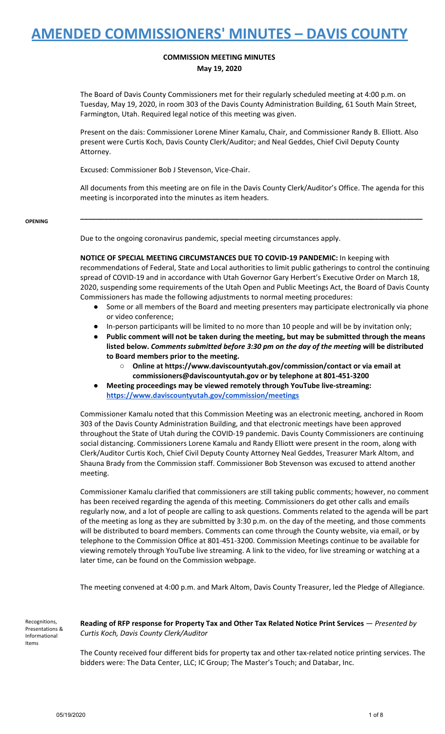# AMENDED COMMISSIONERS' MINUTES – DAVIS COUNTY

**COMMISSION MEETING MINUTES**
**May 19, 2020**

The Board of Davis County Commissioners met for their regularly scheduled meeting at 4:00 p.m. on Tuesday, May 19, 2020, in room 303 of the Davis County Administration Building, 61 South Main Street, Farmington, Utah. Required legal notice of this meeting was given.

Present on the dais: Commissioner Lorene Miner Kamalu, Chair, and Commissioner Randy B. Elliott. Also present were Curtis Koch, Davis County Clerk/Auditor; and Neal Geddes, Chief Civil Deputy County Attorney.

Excused: Commissioner Bob J Stevenson, Vice-Chair.

All documents from this meeting are on file in the Davis County Clerk/Auditor's Office. The agenda for this meeting is incorporated into the minutes as item headers.

---

**OPENING**

Due to the ongoing coronavirus pandemic, special meeting circumstances apply.

**NOTICE OF SPECIAL MEETING CIRCUMSTANCES DUE TO COVID-19 PANDEMIC:** In keeping with recommendations of Federal, State and Local authorities to limit public gatherings to control the continuing spread of COVID-19 and in accordance with Utah Governor Gary Herbert's Executive Order on March 18, 2020, suspending some requirements of the Utah Open and Public Meetings Act, the Board of Davis County Commissioners has made the following adjustments to normal meeting procedures:

- Some or all members of the Board and meeting presenters may participate electronically via phone or video conference;
- In-person participants will be limited to no more than 10 people and will be by invitation only;
- **Public comment will not be taken during the meeting, but may be submitted through the means listed below.** ***Comments submitted before 3:30 pm on the day of the meeting*** **will be distributed to Board members prior to the meeting.**
  - **Online at https://www.daviscountyutah.gov/commission/contact or via email at commissioners@daviscountyutah.gov or by telephone at 801-451-3200**
- **Meeting proceedings may be viewed remotely through YouTube live-streaming: https://www.daviscountyutah.gov/commission/meetings**

Commissioner Kamalu noted that this Commission Meeting was an electronic meeting, anchored in Room 303 of the Davis County Administration Building, and that electronic meetings have been approved throughout the State of Utah during the COVID-19 pandemic. Davis County Commissioners are continuing social distancing. Commissioners Lorene Kamalu and Randy Elliott were present in the room, along with Clerk/Auditor Curtis Koch, Chief Civil Deputy County Attorney Neal Geddes, Treasurer Mark Altom, and Shauna Brady from the Commission staff. Commissioner Bob Stevenson was excused to attend another meeting.

Commissioner Kamalu clarified that commissioners are still taking public comments; however, no comment has been received regarding the agenda of this meeting. Commissioners do get other calls and emails regularly now, and a lot of people are calling to ask questions. Comments related to the agenda will be part of the meeting as long as they are submitted by 3:30 p.m. on the day of the meeting, and those comments will be distributed to board members. Comments can come through the County website, via email, or by telephone to the Commission Office at 801-451-3200. Commission Meetings continue to be available for viewing remotely through YouTube live streaming. A link to the video, for live streaming or watching at a later time, can be found on the Commission webpage.

The meeting convened at 4:00 p.m. and Mark Altom, Davis County Treasurer, led the Pledge of Allegiance.

**Recognitions, Presentations & Informational Items**

**Reading of RFP response for Property Tax and Other Tax Related Notice Print Services** — *Presented by Curtis Koch, Davis County Clerk/Auditor*

The County received four different bids for property tax and other tax-related notice printing services. The bidders were: The Data Center, LLC; IC Group; The Master's Touch; and Databar, Inc.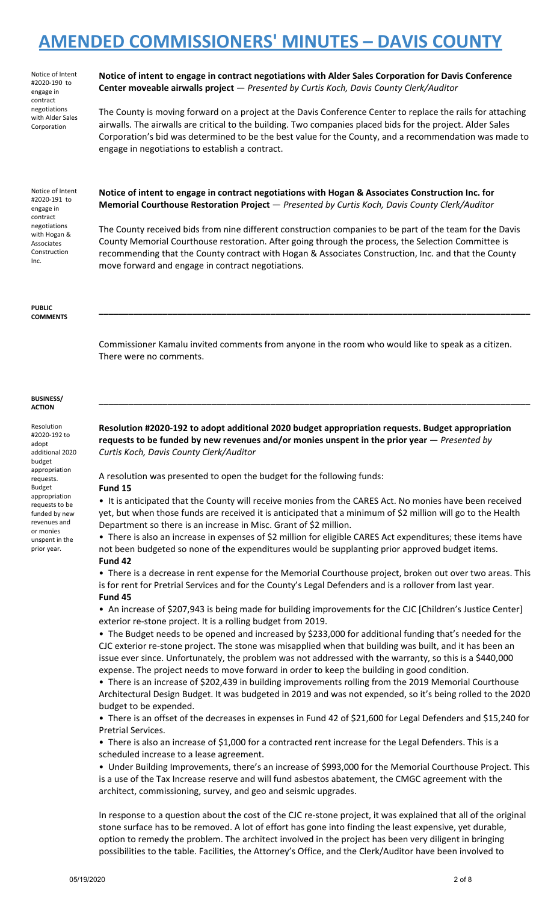# AMENDED COMMISSIONERS' MINUTES – DAVIS COUNTY

Notice of Intent #2020-190 to engage in contract negotiations with Alder Sales Corporation

**Notice of intent to engage in contract negotiations with Alder Sales Corporation for Davis Conference Center moveable airwalls project** — *Presented by Curtis Koch, Davis County Clerk/Auditor*

The County is moving forward on a project at the Davis Conference Center to replace the rails for attaching airwalls. The airwalls are critical to the building. Two companies placed bids for the project. Alder Sales Corporation's bid was determined to be the best value for the County, and a recommendation was made to engage in negotiations to establish a contract.

Notice of Intent #2020-191 to engage in contract negotiations with Hogan & Associates Construction Inc.

**Notice of intent to engage in contract negotiations with Hogan & Associates Construction Inc. for Memorial Courthouse Restoration Project** — *Presented by Curtis Koch, Davis County Clerk/Auditor*

The County received bids from nine different construction companies to be part of the team for the Davis County Memorial Courthouse restoration. After going through the process, the Selection Committee is recommending that the County contract with Hogan & Associates Construction, Inc. and that the County move forward and engage in contract negotiations.

**PUBLIC COMMENTS**

---

Commissioner Kamalu invited comments from anyone in the room who would like to speak as a citizen. There were no comments.

**BUSINESS/ ACTION**

---

Resolution #2020-192 to adopt additional 2020 budget appropriation requests. Budget appropriation requests to be funded by new revenues and/or monies unspent in the prior year.

**Resolution #2020-192 to adopt additional 2020 budget appropriation requests. Budget appropriation requests to be funded by new revenues and/or monies unspent in the prior year** — *Presented by Curtis Koch, Davis County Clerk/Auditor*

A resolution was presented to open the budget for the following funds:

**Fund 15**

- It is anticipated that the County will receive monies from the CARES Act. No monies have been received yet, but when those funds are received it is anticipated that a minimum of $2 million will go to the Health Department so there is an increase in Misc. Grant of $2 million.
- There is also an increase in expenses of $2 million for eligible CARES Act expenditures; these items have not been budgeted so none of the expenditures would be supplanting prior approved budget items.

**Fund 42**

- There is a decrease in rent expense for the Memorial Courthouse project, broken out over two areas. This is for rent for Pretrial Services and for the County's Legal Defenders and is a rollover from last year.

**Fund 45**

- An increase of $207,943 is being made for building improvements for the CJC [Children's Justice Center] exterior re-stone project. It is a rolling budget from 2019.
- The Budget needs to be opened and increased by $233,000 for additional funding that's needed for the CJC exterior re-stone project. The stone was misapplied when that building was built, and it has been an issue ever since. Unfortunately, the problem was not addressed with the warranty, so this is a $440,000 expense. The project needs to move forward in order to keep the building in good condition.
- There is an increase of $202,439 in building improvements rolling from the 2019 Memorial Courthouse Architectural Design Budget. It was budgeted in 2019 and was not expended, so it's being rolled to the 2020 budget to be expended.
- There is an offset of the decreases in expenses in Fund 42 of $21,600 for Legal Defenders and $15,240 for Pretrial Services.
- There is also an increase of $1,000 for a contracted rent increase for the Legal Defenders. This is a scheduled increase to a lease agreement.
- Under Building Improvements, there's an increase of $993,000 for the Memorial Courthouse Project. This is a use of the Tax Increase reserve and will fund asbestos abatement, the CMGC agreement with the architect, commissioning, survey, and geo and seismic upgrades.

In response to a question about the cost of the CJC re-stone project, it was explained that all of the original stone surface has to be removed. A lot of effort has gone into finding the least expensive, yet durable, option to remedy the problem. The architect involved in the project has been very diligent in bringing possibilities to the table. Facilities, the Attorney's Office, and the Clerk/Auditor have been involved to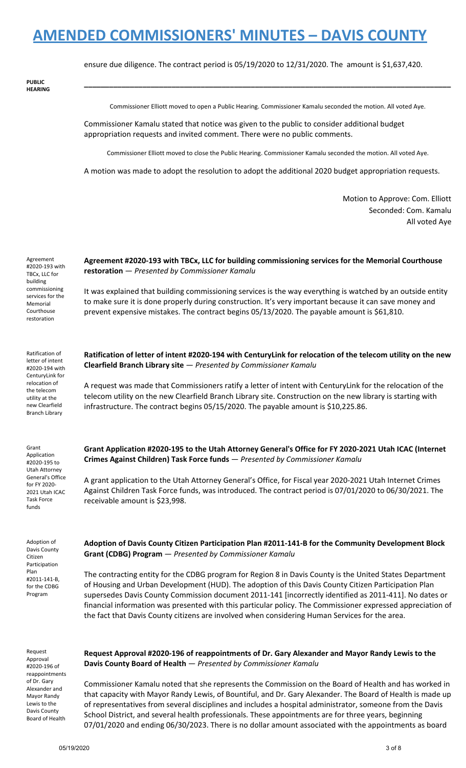ensure due diligence. The contract period is 05/19/2020 to 12/31/2020. The amount is $1,637,420.

PUBLIC HEARING

---

Commissioner Elliott moved to open a Public Hearing. Commissioner Kamalu seconded the motion. All voted Aye.

Commissioner Kamalu stated that notice was given to the public to consider additional budget appropriation requests and invited comment. There were no public comments.

Commissioner Elliott moved to close the Public Hearing. Commissioner Kamalu seconded the motion. All voted Aye.

A motion was made to adopt the resolution to adopt the additional 2020 budget appropriation requests.

Motion to Approve: Com. Elliott
Seconded: Com. Kamalu
All voted Aye

Agreement #2020-193 with TBCx, LLC for building commissioning services for the Memorial Courthouse restoration

**Agreement #2020-193 with TBCx, LLC for building commissioning services for the Memorial Courthouse restoration** — *Presented by Commissioner Kamalu*

It was explained that building commissioning services is the way everything is watched by an outside entity to make sure it is done properly during construction. It's very important because it can save money and prevent expensive mistakes. The contract begins 05/13/2020. The payable amount is $61,810.

Ratification of letter of intent #2020-194 with CenturyLink for relocation of the telecom utility at the new Clearfield Branch Library

**Ratification of letter of intent #2020-194 with CenturyLink for relocation of the telecom utility on the new Clearfield Branch Library site** — *Presented by Commissioner Kamalu*

A request was made that Commissioners ratify a letter of intent with CenturyLink for the relocation of the telecom utility on the new Clearfield Branch Library site. Construction on the new library is starting with infrastructure. The contract begins 05/15/2020. The payable amount is $10,225.86.

Grant Application #2020-195 to Utah Attorney General's Office for FY 2020-2021 Utah ICAC Task Force funds

**Grant Application #2020-195 to the Utah Attorney General's Office for FY 2020-2021 Utah ICAC (Internet Crimes Against Children) Task Force funds** — *Presented by Commissioner Kamalu*

A grant application to the Utah Attorney General's Office, for Fiscal year 2020-2021 Utah Internet Crimes Against Children Task Force funds, was introduced. The contract period is 07/01/2020 to 06/30/2021. The receivable amount is $23,998.

Adoption of Davis County Citizen Participation Plan #2011-141-B, for the CDBG Program

**Adoption of Davis County Citizen Participation Plan #2011-141-B for the Community Development Block Grant (CDBG) Program** — *Presented by Commissioner Kamalu*

The contracting entity for the CDBG program for Region 8 in Davis County is the United States Department of Housing and Urban Development (HUD). The adoption of this Davis County Citizen Participation Plan supersedes Davis County Commission document 2011-141 [incorrectly identified as 2011-411]. No dates or financial information was presented with this particular policy. The Commissioner expressed appreciation of the fact that Davis County citizens are involved when considering Human Services for the area.

Request Approval #2020-196 of reappointments of Dr. Gary Alexander and Mayor Randy Lewis to the Davis County Board of Health

**Request Approval #2020-196 of reappointments of Dr. Gary Alexander and Mayor Randy Lewis to the Davis County Board of Health** — *Presented by Commissioner Kamalu*

Commissioner Kamalu noted that she represents the Commission on the Board of Health and has worked in that capacity with Mayor Randy Lewis, of Bountiful, and Dr. Gary Alexander. The Board of Health is made up of representatives from several disciplines and includes a hospital administrator, someone from the Davis School District, and several health professionals. These appointments are for three years, beginning 07/01/2020 and ending 06/30/2023. There is no dollar amount associated with the appointments as board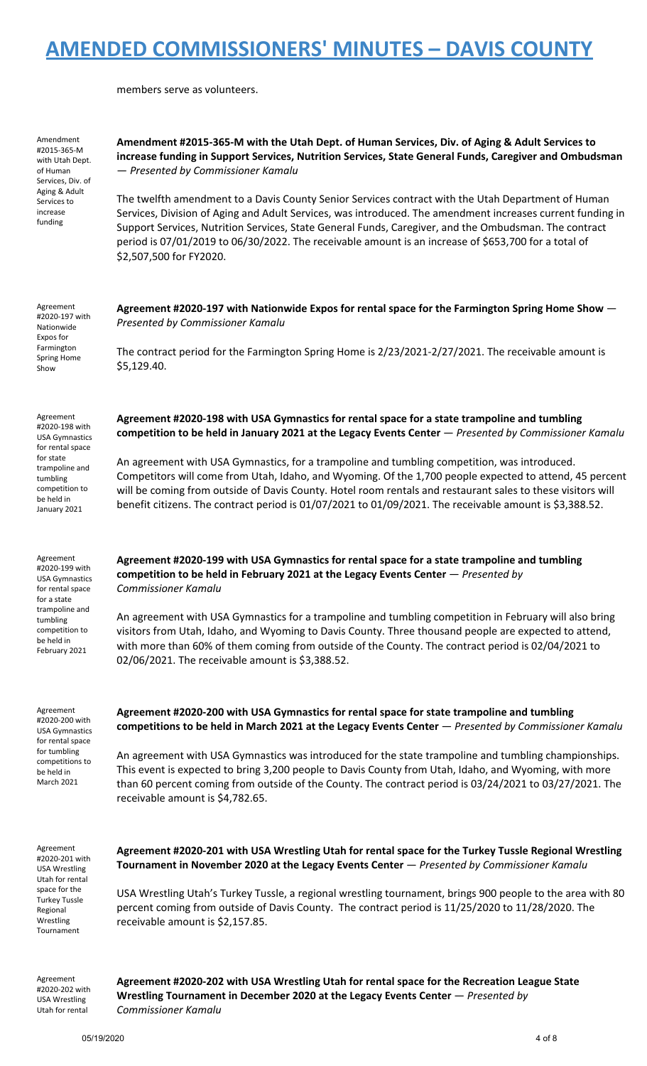members serve as volunteers.

Amendment #2015-365-M with Utah Dept. of Human Services, Div. of Aging & Adult Services to increase funding

**Amendment #2015-365-M with the Utah Dept. of Human Services, Div. of Aging & Adult Services to increase funding in Support Services, Nutrition Services, State General Funds, Caregiver and Ombudsman** — *Presented by Commissioner Kamalu*

The twelfth amendment to a Davis County Senior Services contract with the Utah Department of Human Services, Division of Aging and Adult Services, was introduced. The amendment increases current funding in Support Services, Nutrition Services, State General Funds, Caregiver, and the Ombudsman. The contract period is 07/01/2019 to 06/30/2022. The receivable amount is an increase of $653,700 for a total of $2,507,500 for FY2020.

Agreement #2020-197 with Nationwide Expos for Farmington Spring Home Show

**Agreement #2020-197 with Nationwide Expos for rental space for the Farmington Spring Home Show** — *Presented by Commissioner Kamalu*

The contract period for the Farmington Spring Home is 2/23/2021-2/27/2021. The receivable amount is $5,129.40.

Agreement #2020-198 with USA Gymnastics for rental space for state trampoline and tumbling competition to be held in January 2021

**Agreement #2020-198 with USA Gymnastics for rental space for a state trampoline and tumbling competition to be held in January 2021 at the Legacy Events Center** — *Presented by Commissioner Kamalu*

An agreement with USA Gymnastics, for a trampoline and tumbling competition, was introduced. Competitors will come from Utah, Idaho, and Wyoming. Of the 1,700 people expected to attend, 45 percent will be coming from outside of Davis County. Hotel room rentals and restaurant sales to these visitors will benefit citizens. The contract period is 01/07/2021 to 01/09/2021. The receivable amount is $3,388.52.

Agreement #2020-199 with USA Gymnastics for rental space for a state trampoline and tumbling competition to be held in February 2021

**Agreement #2020-199 with USA Gymnastics for rental space for a state trampoline and tumbling competition to be held in February 2021 at the Legacy Events Center** — *Presented by Commissioner Kamalu*

An agreement with USA Gymnastics for a trampoline and tumbling competition in February will also bring visitors from Utah, Idaho, and Wyoming to Davis County. Three thousand people are expected to attend, with more than 60% of them coming from outside of the County. The contract period is 02/04/2021 to 02/06/2021. The receivable amount is $3,388.52.

Agreement #2020-200 with USA Gymnastics for rental space for tumbling competitions to be held in March 2021

**Agreement #2020-200 with USA Gymnastics for rental space for state trampoline and tumbling competitions to be held in March 2021 at the Legacy Events Center** — *Presented by Commissioner Kamalu*

An agreement with USA Gymnastics was introduced for the state trampoline and tumbling championships. This event is expected to bring 3,200 people to Davis County from Utah, Idaho, and Wyoming, with more than 60 percent coming from outside of the County. The contract period is 03/24/2021 to 03/27/2021. The receivable amount is $4,782.65.

Agreement #2020-201 with USA Wrestling Utah for rental space for the Turkey Tussle Regional Wrestling Tournament

**Agreement #2020-201 with USA Wrestling Utah for rental space for the Turkey Tussle Regional Wrestling Tournament in November 2020 at the Legacy Events Center** — *Presented by Commissioner Kamalu*

USA Wrestling Utah's Turkey Tussle, a regional wrestling tournament, brings 900 people to the area with 80 percent coming from outside of Davis County. The contract period is 11/25/2020 to 11/28/2020. The receivable amount is $2,157.85.

Agreement #2020-202 with USA Wrestling Utah for rental

**Agreement #2020-202 with USA Wrestling Utah for rental space for the Recreation League State Wrestling Tournament in December 2020 at the Legacy Events Center** — *Presented by Commissioner Kamalu*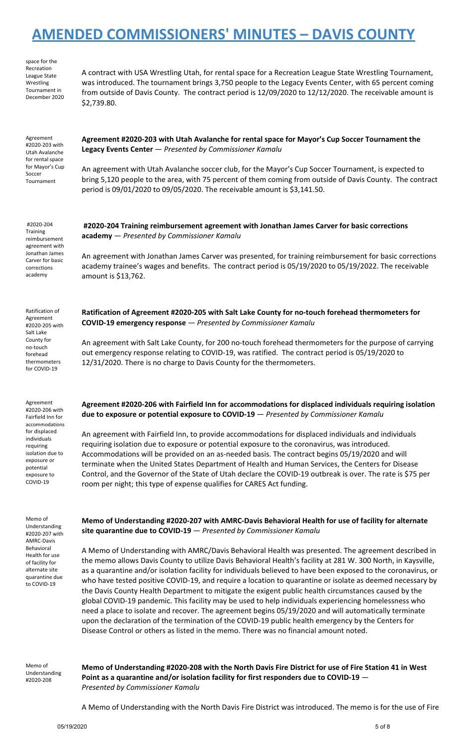space for the Recreation League State Wrestling Tournament in December 2020

A contract with USA Wrestling Utah, for rental space for a Recreation League State Wrestling Tournament, was introduced. The tournament brings 3,750 people to the Legacy Events Center, with 65 percent coming from outside of Davis County. The contract period is 12/09/2020 to 12/12/2020. The receivable amount is $2,739.80.

Agreement #2020-203 with Utah Avalanche for rental space for Mayor's Cup Soccer Tournament

**Agreement #2020-203 with Utah Avalanche for rental space for Mayor's Cup Soccer Tournament the Legacy Events Center** — *Presented by Commissioner Kamalu*

An agreement with Utah Avalanche soccer club, for the Mayor's Cup Soccer Tournament, is expected to bring 5,120 people to the area, with 75 percent of them coming from outside of Davis County. The contract period is 09/01/2020 to 09/05/2020. The receivable amount is $3,141.50.

#2020-204 Training reimbursement agreement with Jonathan James Carver for basic corrections academy

**#2020-204 Training reimbursement agreement with Jonathan James Carver for basic corrections academy** — *Presented by Commissioner Kamalu*

An agreement with Jonathan James Carver was presented, for training reimbursement for basic corrections academy trainee's wages and benefits. The contract period is 05/19/2020 to 05/19/2022. The receivable amount is $13,762.

Ratification of Agreement #2020-205 with Salt Lake County for no-touch forehead thermometers for COVID-19

**Ratification of Agreement #2020-205 with Salt Lake County for no-touch forehead thermometers for COVID-19 emergency response** — *Presented by Commissioner Kamalu*

An agreement with Salt Lake County, for 200 no-touch forehead thermometers for the purpose of carrying out emergency response relating to COVID-19, was ratified. The contract period is 05/19/2020 to 12/31/2020. There is no charge to Davis County for the thermometers.

Agreement #2020-206 with Fairfield Inn for accommodations for displaced individuals requiring isolation due to exposure or potential exposure to COVID-19

**Agreement #2020-206 with Fairfield Inn for accommodations for displaced individuals requiring isolation due to exposure or potential exposure to COVID-19** — *Presented by Commissioner Kamalu*

An agreement with Fairfield Inn, to provide accommodations for displaced individuals and individuals requiring isolation due to exposure or potential exposure to the coronavirus, was introduced. Accommodations will be provided on an as-needed basis. The contract begins 05/19/2020 and will terminate when the United States Department of Health and Human Services, the Centers for Disease Control, and the Governor of the State of Utah declare the COVID-19 outbreak is over. The rate is $75 per room per night; this type of expense qualifies for CARES Act funding.

Memo of Understanding #2020-207 with AMRC-Davis Behavioral Health for use of facility for alternate site quarantine due to COVID-19

**Memo of Understanding #2020-207 with AMRC-Davis Behavioral Health for use of facility for alternate site quarantine due to COVID-19** — *Presented by Commissioner Kamalu*

A Memo of Understanding with AMRC/Davis Behavioral Health was presented. The agreement described in the memo allows Davis County to utilize Davis Behavioral Health's facility at 281 W. 300 North, in Kaysville, as a quarantine and/or isolation facility for individuals believed to have been exposed to the coronavirus, or who have tested positive COVID-19, and require a location to quarantine or isolate as deemed necessary by the Davis County Health Department to mitigate the exigent public health circumstances caused by the global COVID-19 pandemic. This facility may be used to help individuals experiencing homelessness who need a place to isolate and recover. The agreement begins 05/19/2020 and will automatically terminate upon the declaration of the termination of the COVID-19 public health emergency by the Centers for Disease Control or others as listed in the memo. There was no financial amount noted.

Memo of Understanding #2020-208

**Memo of Understanding #2020-208 with the North Davis Fire District for use of Fire Station 41 in West Point as a quarantine and/or isolation facility for first responders due to COVID-19** — *Presented by Commissioner Kamalu*

A Memo of Understanding with the North Davis Fire District was introduced. The memo is for the use of Fire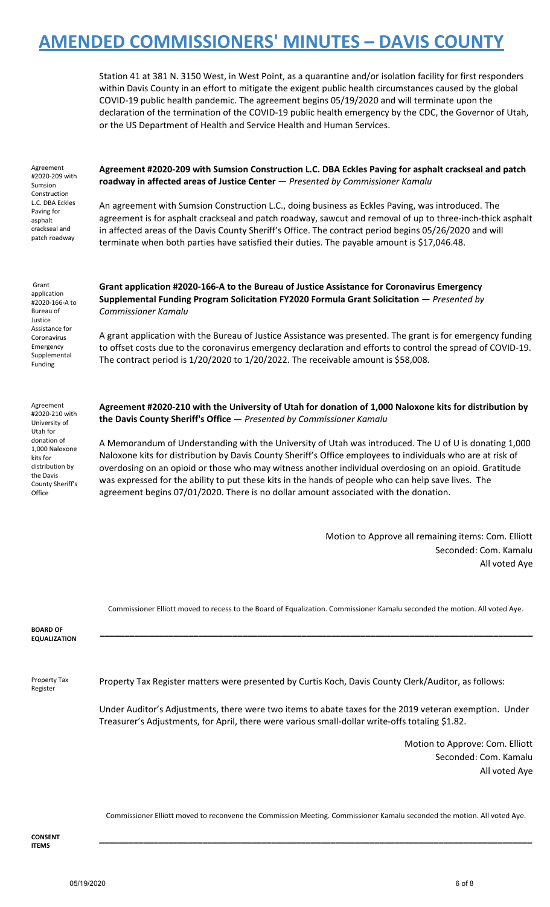Station 41 at 381 N. 3150 West, in West Point, as a quarantine and/or isolation facility for first responders within Davis County in an effort to mitigate the exigent public health circumstances caused by the global COVID-19 public health pandemic. The agreement begins 05/19/2020 and will terminate upon the declaration of the termination of the COVID-19 public health emergency by the CDC, the Governor of Utah, or the US Department of Health and Service Health and Human Services.

Agreement #2020-209 with Sumsion Construction L.C. DBA Eckles Paving for asphalt crackseal and patch roadway

**Agreement #2020-209 with Sumsion Construction L.C. DBA Eckles Paving for asphalt crackseal and patch roadway in affected areas of Justice Center** — *Presented by Commissioner Kamalu*

An agreement with Sumsion Construction L.C., doing business as Eckles Paving, was introduced. The agreement is for asphalt crackseal and patch roadway, sawcut and removal of up to three-inch-thick asphalt in affected areas of the Davis County Sheriff's Office. The contract period begins 05/26/2020 and will terminate when both parties have satisfied their duties. The payable amount is $17,046.48.

Grant application #2020-166-A to Bureau of Justice Assistance for Coronavirus Emergency Supplemental Funding

**Grant application #2020-166-A to the Bureau of Justice Assistance for Coronavirus Emergency Supplemental Funding Program Solicitation FY2020 Formula Grant Solicitation** — *Presented by Commissioner Kamalu*

A grant application with the Bureau of Justice Assistance was presented. The grant is for emergency funding to offset costs due to the coronavirus emergency declaration and efforts to control the spread of COVID-19. The contract period is 1/20/2020 to 1/20/2022. The receivable amount is $58,008.

Agreement #2020-210 with University of Utah for donation of 1,000 Naloxone kits for distribution by the Davis County Sheriff's Office

**Agreement #2020-210 with the University of Utah for donation of 1,000 Naloxone kits for distribution by the Davis County Sheriff's Office** — *Presented by Commissioner Kamalu*

A Memorandum of Understanding with the University of Utah was introduced. The U of U is donating 1,000 Naloxone kits for distribution by Davis County Sheriff's Office employees to individuals who are at risk of overdosing on an opioid or those who may witness another individual overdosing on an opioid. Gratitude was expressed for the ability to put these kits in the hands of people who can help save lives. The agreement begins 07/01/2020. There is no dollar amount associated with the donation.

Motion to Approve all remaining items: Com. Elliott
Seconded: Com. Kamalu
All voted Aye

Commissioner Elliott moved to recess to the Board of Equalization. Commissioner Kamalu seconded the motion. All voted Aye.

**BOARD OF EQUALIZATION**

---

Property Tax Register

Property Tax Register matters were presented by Curtis Koch, Davis County Clerk/Auditor, as follows:

Under Auditor's Adjustments, there were two items to abate taxes for the 2019 veteran exemption. Under Treasurer's Adjustments, for April, there were various small-dollar write-offs totaling $1.82.

Motion to Approve: Com. Elliott
Seconded: Com. Kamalu
All voted Aye

Commissioner Elliott moved to reconvene the Commission Meeting. Commissioner Kamalu seconded the motion. All voted Aye.

**CONSENT ITEMS**

---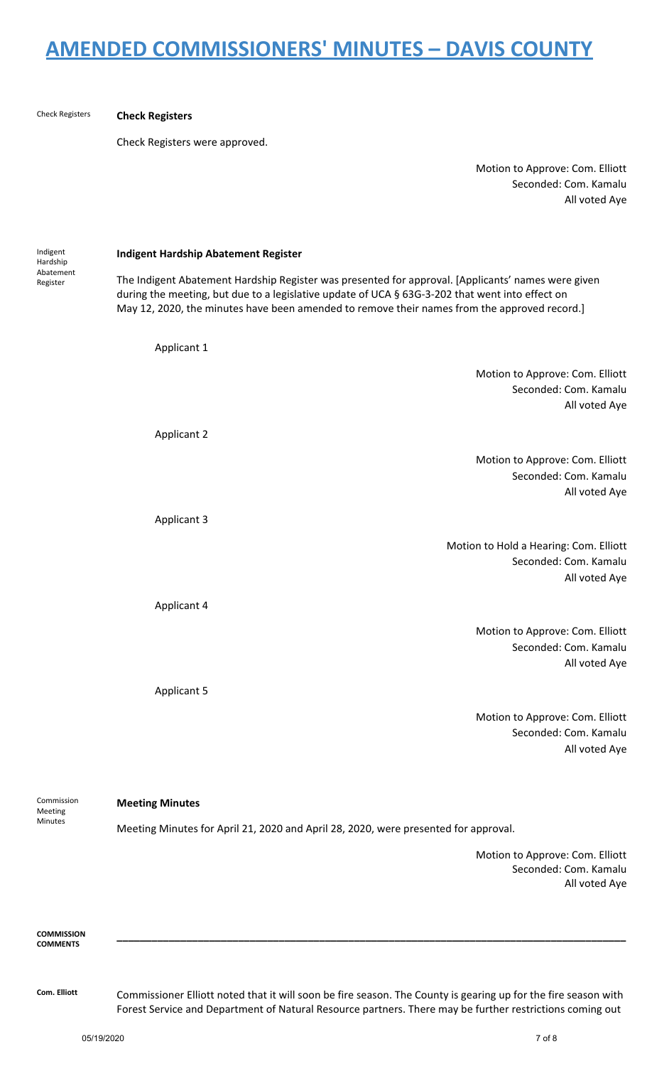# AMENDED COMMISSIONERS' MINUTES – DAVIS COUNTY

Check Registers

## Check Registers

Check Registers were approved.

Motion to Approve: Com. Elliott
Seconded: Com. Kamalu
All voted Aye

Indigent Hardship Abatement Register

## Indigent Hardship Abatement Register

The Indigent Abatement Hardship Register was presented for approval. [Applicants' names were given during the meeting, but due to a legislative update of UCA § 63G-3-202 that went into effect on May 12, 2020, the minutes have been amended to remove their names from the approved record.]

Applicant 1

Motion to Approve: Com. Elliott
Seconded: Com. Kamalu
All voted Aye

Applicant 2

Motion to Approve: Com. Elliott
Seconded: Com. Kamalu
All voted Aye

Applicant 3

Motion to Hold a Hearing: Com. Elliott
Seconded: Com. Kamalu
All voted Aye

Applicant 4

Motion to Approve: Com. Elliott
Seconded: Com. Kamalu
All voted Aye

Applicant 5

Motion to Approve: Com. Elliott
Seconded: Com. Kamalu
All voted Aye

Commission Meeting Minutes

## Meeting Minutes

Meeting Minutes for April 21, 2020 and April 28, 2020, were presented for approval.

Motion to Approve: Com. Elliott
Seconded: Com. Kamalu
All voted Aye

**COMMISSION COMMENTS**

---

**Com. Elliott** Commissioner Elliott noted that it will soon be fire season. The County is gearing up for the fire season with Forest Service and Department of Natural Resource partners. There may be further restrictions coming out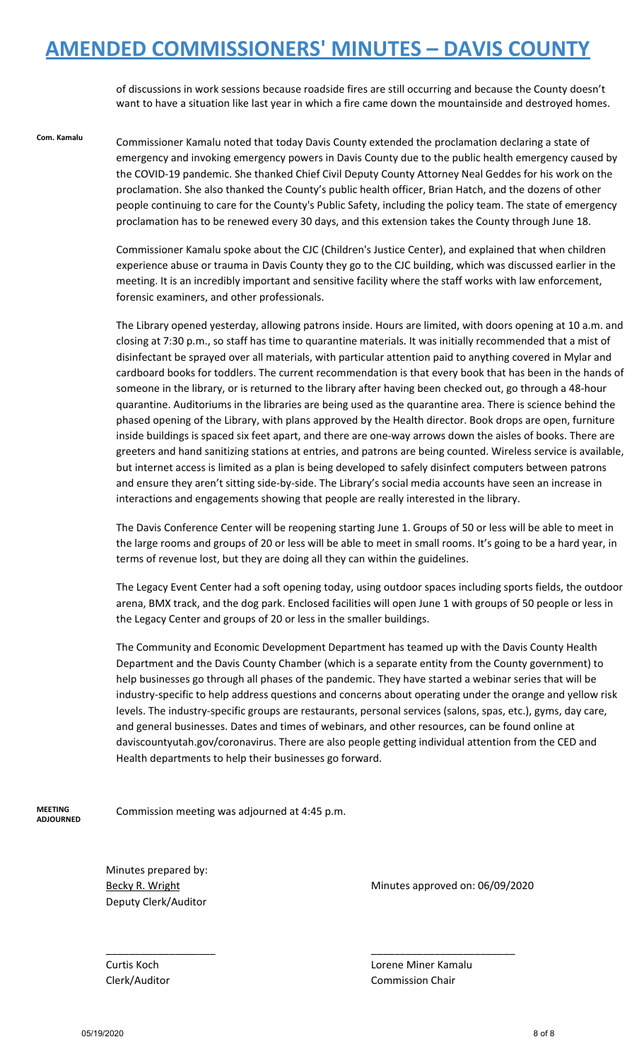of discussions in work sessions because roadside fires are still occurring and because the County doesn't want to have a situation like last year in which a fire came down the mountainside and destroyed homes.

**Com. Kamalu**

Commissioner Kamalu noted that today Davis County extended the proclamation declaring a state of emergency and invoking emergency powers in Davis County due to the public health emergency caused by the COVID-19 pandemic. She thanked Chief Civil Deputy County Attorney Neal Geddes for his work on the proclamation. She also thanked the County's public health officer, Brian Hatch, and the dozens of other people continuing to care for the County's Public Safety, including the policy team. The state of emergency proclamation has to be renewed every 30 days, and this extension takes the County through June 18.

Commissioner Kamalu spoke about the CJC (Children's Justice Center), and explained that when children experience abuse or trauma in Davis County they go to the CJC building, which was discussed earlier in the meeting. It is an incredibly important and sensitive facility where the staff works with law enforcement, forensic examiners, and other professionals.

The Library opened yesterday, allowing patrons inside. Hours are limited, with doors opening at 10 a.m. and closing at 7:30 p.m., so staff has time to quarantine materials. It was initially recommended that a mist of disinfectant be sprayed over all materials, with particular attention paid to anything covered in Mylar and cardboard books for toddlers. The current recommendation is that every book that has been in the hands of someone in the library, or is returned to the library after having been checked out, go through a 48-hour quarantine. Auditoriums in the libraries are being used as the quarantine area. There is science behind the phased opening of the Library, with plans approved by the Health director. Book drops are open, furniture inside buildings is spaced six feet apart, and there are one-way arrows down the aisles of books. There are greeters and hand sanitizing stations at entries, and patrons are being counted. Wireless service is available, but internet access is limited as a plan is being developed to safely disinfect computers between patrons and ensure they aren't sitting side-by-side. The Library's social media accounts have seen an increase in interactions and engagements showing that people are really interested in the library.

The Davis Conference Center will be reopening starting June 1. Groups of 50 or less will be able to meet in the large rooms and groups of 20 or less will be able to meet in small rooms. It's going to be a hard year, in terms of revenue lost, but they are doing all they can within the guidelines.

The Legacy Event Center had a soft opening today, using outdoor spaces including sports fields, the outdoor arena, BMX track, and the dog park. Enclosed facilities will open June 1 with groups of 50 people or less in the Legacy Center and groups of 20 or less in the smaller buildings.

The Community and Economic Development Department has teamed up with the Davis County Health Department and the Davis County Chamber (which is a separate entity from the County government) to help businesses go through all phases of the pandemic. They have started a webinar series that will be industry-specific to help address questions and concerns about operating under the orange and yellow risk levels. The industry-specific groups are restaurants, personal services (salons, spas, etc.), gyms, day care, and general businesses. Dates and times of webinars, and other resources, can be found online at daviscountyutah.gov/coronavirus. There are also people getting individual attention from the CED and Health departments to help their businesses go forward.

**MEETING ADJOURNED**

Commission meeting was adjourned at 4:45 p.m.

Minutes prepared by:
Becky R. Wright
Deputy Clerk/Auditor

Minutes approved on: 06/09/2020

\_\_\_\_\_\_\_\_\_\_\_\_\_\_\_\_\_\_\_\_
Curtis Koch
Clerk/Auditor

\_\_\_\_\_\_\_\_\_\_\_\_\_\_\_\_\_\_\_\_
Lorene Miner Kamalu
Commission Chair